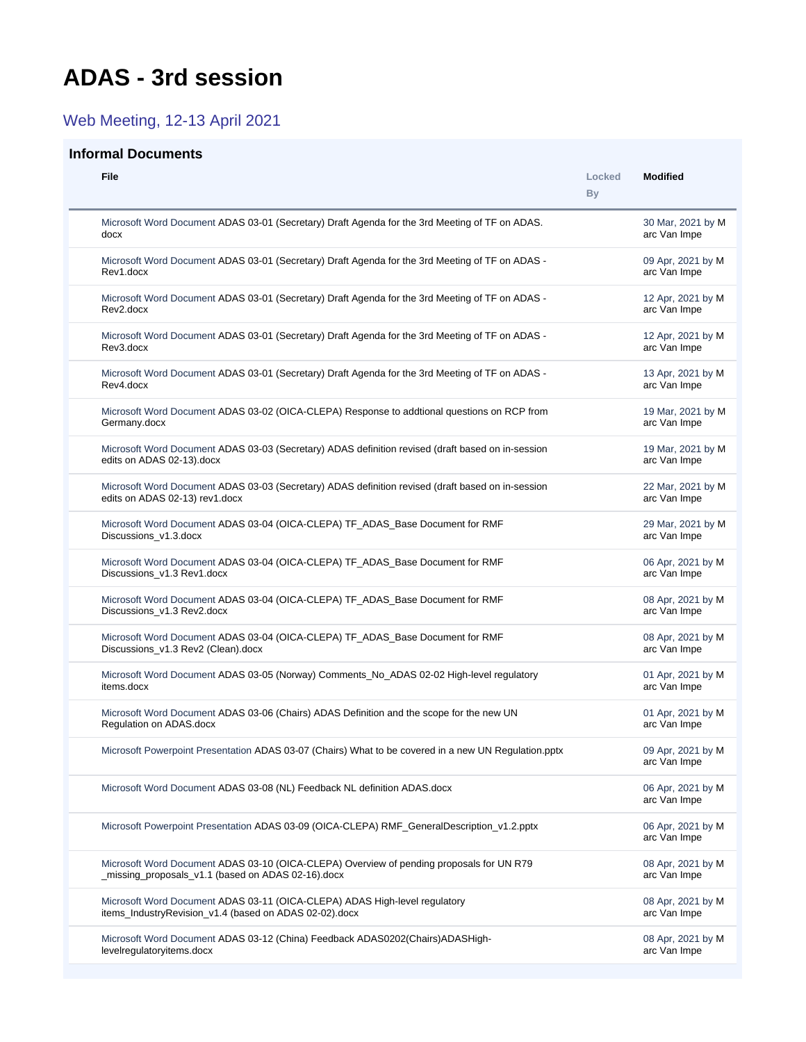# ADAS - 3rd session

## Web Meeting, 12-13 April 2021

### Informal Documents

| File | Locked By | Modified |
|---|---|---|
| Microsoft Word Document ADAS 03-01 (Secretary) Draft Agenda for the 3rd Meeting of TF on ADAS.docx | | 30 Mar, 2021 by Marc Van Impe |
| Microsoft Word Document ADAS 03-01 (Secretary) Draft Agenda for the 3rd Meeting of TF on ADAS - Rev1.docx | | 09 Apr, 2021 by Marc Van Impe |
| Microsoft Word Document ADAS 03-01 (Secretary) Draft Agenda for the 3rd Meeting of TF on ADAS - Rev2.docx | | 12 Apr, 2021 by Marc Van Impe |
| Microsoft Word Document ADAS 03-01 (Secretary) Draft Agenda for the 3rd Meeting of TF on ADAS - Rev3.docx | | 12 Apr, 2021 by Marc Van Impe |
| Microsoft Word Document ADAS 03-01 (Secretary) Draft Agenda for the 3rd Meeting of TF on ADAS - Rev4.docx | | 13 Apr, 2021 by Marc Van Impe |
| Microsoft Word Document ADAS 03-02 (OICA-CLEPA) Response to addtional questions on RCP from Germany.docx | | 19 Mar, 2021 by Marc Van Impe |
| Microsoft Word Document ADAS 03-03 (Secretary) ADAS definition revised (draft based on in-session edits on ADAS 02-13).docx | | 19 Mar, 2021 by Marc Van Impe |
| Microsoft Word Document ADAS 03-03 (Secretary) ADAS definition revised (draft based on in-session edits on ADAS 02-13) rev1.docx | | 22 Mar, 2021 by Marc Van Impe |
| Microsoft Word Document ADAS 03-04 (OICA-CLEPA) TF_ADAS_Base Document for RMF Discussions_v1.3.docx | | 29 Mar, 2021 by Marc Van Impe |
| Microsoft Word Document ADAS 03-04 (OICA-CLEPA) TF_ADAS_Base Document for RMF Discussions_v1.3 Rev1.docx | | 06 Apr, 2021 by Marc Van Impe |
| Microsoft Word Document ADAS 03-04 (OICA-CLEPA) TF_ADAS_Base Document for RMF Discussions_v1.3 Rev2.docx | | 08 Apr, 2021 by Marc Van Impe |
| Microsoft Word Document ADAS 03-04 (OICA-CLEPA) TF_ADAS_Base Document for RMF Discussions_v1.3 Rev2 (Clean).docx | | 08 Apr, 2021 by Marc Van Impe |
| Microsoft Word Document ADAS 03-05 (Norway) Comments_No_ADAS 02-02 High-level regulatory items.docx | | 01 Apr, 2021 by Marc Van Impe |
| Microsoft Word Document ADAS 03-06 (Chairs) ADAS Definition and the scope for the new UN Regulation on ADAS.docx | | 01 Apr, 2021 by Marc Van Impe |
| Microsoft Powerpoint Presentation ADAS 03-07 (Chairs) What to be covered in a new UN Regulation.pptx | | 09 Apr, 2021 by Marc Van Impe |
| Microsoft Word Document ADAS 03-08 (NL) Feedback NL definition ADAS.docx | | 06 Apr, 2021 by Marc Van Impe |
| Microsoft Powerpoint Presentation ADAS 03-09 (OICA-CLEPA) RMF_GeneralDescription_v1.2.pptx | | 06 Apr, 2021 by Marc Van Impe |
| Microsoft Word Document ADAS 03-10 (OICA-CLEPA) Overview of pending proposals for UN R79 _missing_proposals_v1.1 (based on ADAS 02-16).docx | | 08 Apr, 2021 by Marc Van Impe |
| Microsoft Word Document ADAS 03-11 (OICA-CLEPA) ADAS High-level regulatory items_IndustryRevision_v1.4 (based on ADAS 02-02).docx | | 08 Apr, 2021 by Marc Van Impe |
| Microsoft Word Document ADAS 03-12 (China) Feedback ADAS0202(Chairs)ADASHigh-levelregulatoryitems.docx | | 08 Apr, 2021 by Marc Van Impe |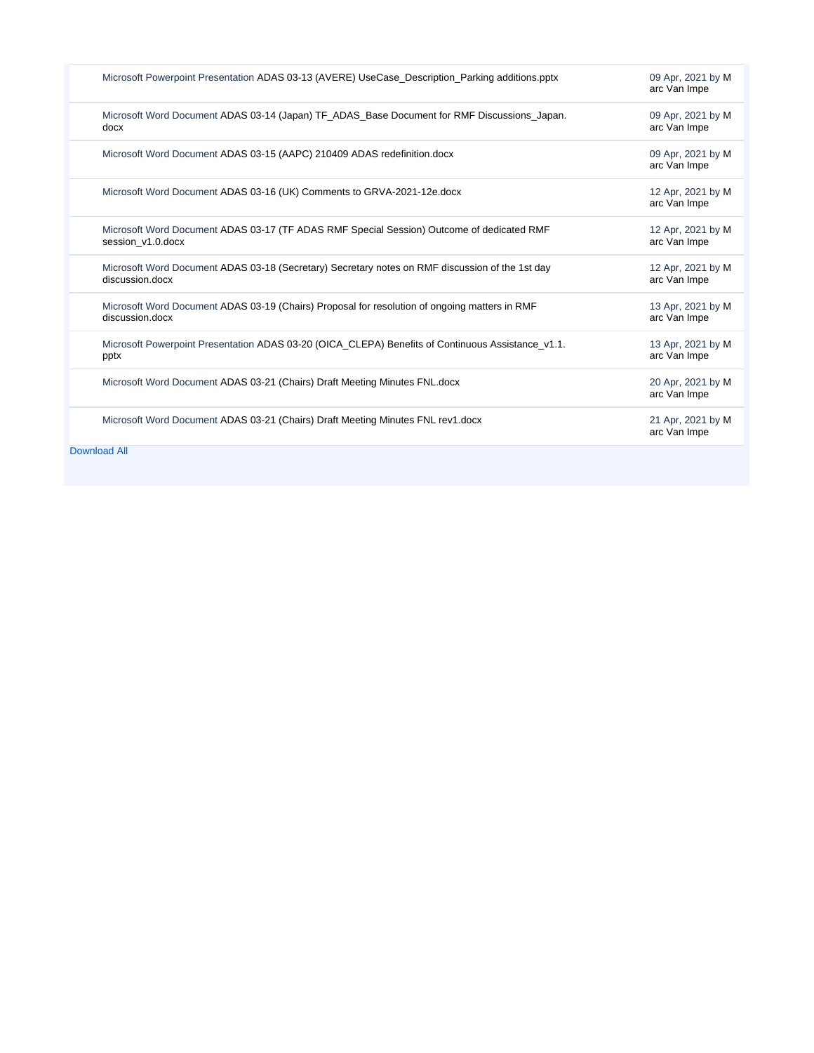| | |
|---|---|
| Microsoft Powerpoint Presentation ADAS 03-13 (AVERE) UseCase_Description_Parking additions.pptx | 09 Apr, 2021 by Marc Van Impe |
| Microsoft Word Document ADAS 03-14 (Japan) TF_ADAS_Base Document for RMF Discussions_Japan.docx | 09 Apr, 2021 by Marc Van Impe |
| Microsoft Word Document ADAS 03-15 (AAPC) 210409 ADAS redefinition.docx | 09 Apr, 2021 by Marc Van Impe |
| Microsoft Word Document ADAS 03-16 (UK) Comments to GRVA-2021-12e.docx | 12 Apr, 2021 by Marc Van Impe |
| Microsoft Word Document ADAS 03-17 (TF ADAS RMF Special Session) Outcome of dedicated RMF session_v1.0.docx | 12 Apr, 2021 by Marc Van Impe |
| Microsoft Word Document ADAS 03-18 (Secretary) Secretary notes on RMF discussion of the 1st day discussion.docx | 12 Apr, 2021 by Marc Van Impe |
| Microsoft Word Document ADAS 03-19 (Chairs) Proposal for resolution of ongoing matters in RMF discussion.docx | 13 Apr, 2021 by Marc Van Impe |
| Microsoft Powerpoint Presentation ADAS 03-20 (OICA_CLEPA) Benefits of Continuous Assistance_v1.1.pptx | 13 Apr, 2021 by Marc Van Impe |
| Microsoft Word Document ADAS 03-21 (Chairs) Draft Meeting Minutes FNL.docx | 20 Apr, 2021 by Marc Van Impe |
| Microsoft Word Document ADAS 03-21 (Chairs) Draft Meeting Minutes FNL rev1.docx | 21 Apr, 2021 by Marc Van Impe |

Download All